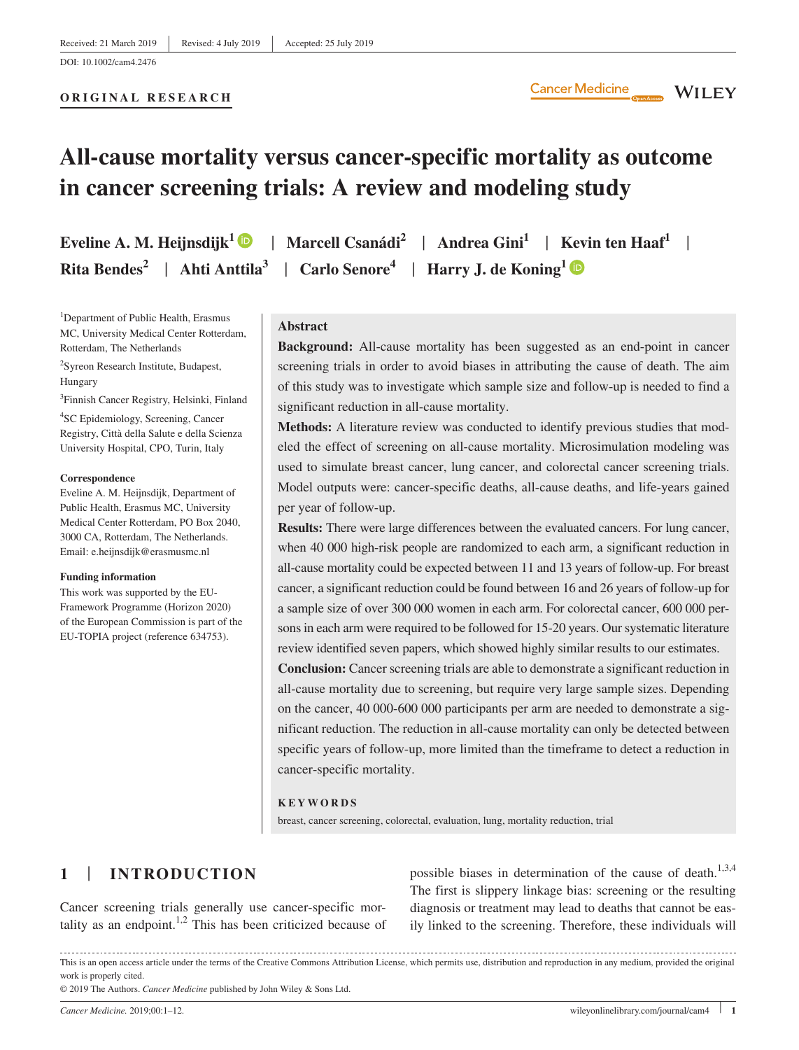Received: 21 March 2019 | Revised: 4 July 2019 | Accepted: 25 July 2019

DOI: 10.1002/cam4.2476

**ORIGINAL RESEARCH**

# All-cause mortality versus cancer-specific mortality as outcome in cancer screening trials: A review and modeling study

**Eveline A. M. Heijnsdijk[1]** | **Marcell Csanádi[2]** | **Andrea Gini[1]** | **Kevin ten Haaf[1]** | **Rita Bendes[2]** | **Ahti Anttila[3]** | **Carlo Senore[4]** | **Harry J. de Koning[1]**

[1]Department of Public Health, Erasmus MC, University Medical Center Rotterdam, Rotterdam, The Netherlands

[2]Syreon Research Institute, Budapest, Hungary

[3]Finnish Cancer Registry, Helsinki, Finland

[4]SC Epidemiology, Screening, Cancer Registry, Città della Salute e della Scienza University Hospital, CPO, Turin, Italy

**Correspondence**
Eveline A. M. Heijnsdijk, Department of Public Health, Erasmus MC, University Medical Center Rotterdam, PO Box 2040, 3000 CA, Rotterdam, The Netherlands.
Email: e.heijnsdijk@erasmusmc.nl

**Funding information**
This work was supported by the EU-Framework Programme (Horizon 2020) of the European Commission is part of the EU-TOPIA project (reference 634753).

## Abstract

**Background:** All-cause mortality has been suggested as an end-point in cancer screening trials in order to avoid biases in attributing the cause of death. The aim of this study was to investigate which sample size and follow-up is needed to find a significant reduction in all-cause mortality.

**Methods:** A literature review was conducted to identify previous studies that modeled the effect of screening on all-cause mortality. Microsimulation modeling was used to simulate breast cancer, lung cancer, and colorectal cancer screening trials. Model outputs were: cancer-specific deaths, all-cause deaths, and life-years gained per year of follow-up.

**Results:** There were large differences between the evaluated cancers. For lung cancer, when 40 000 high-risk people are randomized to each arm, a significant reduction in all-cause mortality could be expected between 11 and 13 years of follow-up. For breast cancer, a significant reduction could be found between 16 and 26 years of follow-up for a sample size of over 300 000 women in each arm. For colorectal cancer, 600 000 persons in each arm were required to be followed for 15-20 years. Our systematic literature review identified seven papers, which showed highly similar results to our estimates.

**Conclusion:** Cancer screening trials are able to demonstrate a significant reduction in all-cause mortality due to screening, but require very large sample sizes. Depending on the cancer, 40 000-600 000 participants per arm are needed to demonstrate a significant reduction. The reduction in all-cause mortality can only be detected between specific years of follow-up, more limited than the timeframe to detect a reduction in cancer-specific mortality.

**KEYWORDS**

breast, cancer screening, colorectal, evaluation, lung, mortality reduction, trial

## 1 | INTRODUCTION

Cancer screening trials generally use cancer-specific mortality as an endpoint.[1,2] This has been criticized because of possible biases in determination of the cause of death.[1,3,4] The first is slippery linkage bias: screening or the resulting diagnosis or treatment may lead to deaths that cannot be easily linked to the screening. Therefore, these individuals will

This is an open access article under the terms of the Creative Commons Attribution License, which permits use, distribution and reproduction in any medium, provided the original work is properly cited.
© 2019 The Authors. *Cancer Medicine* published by John Wiley & Sons Ltd.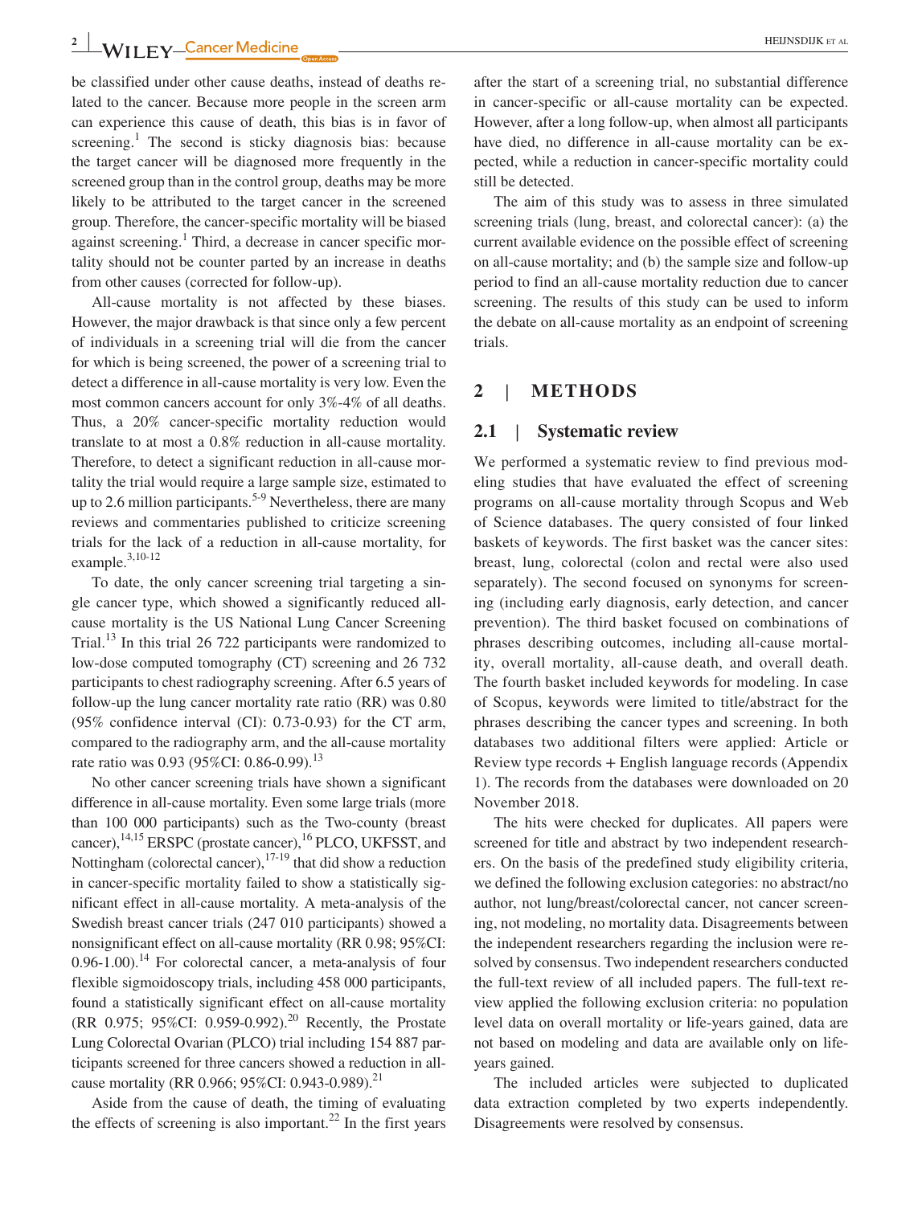be classified under other cause deaths, instead of deaths related to the cancer. Because more people in the screen arm can experience this cause of death, this bias is in favor of screening.[1] The second is sticky diagnosis bias: because the target cancer will be diagnosed more frequently in the screened group than in the control group, deaths may be more likely to be attributed to the target cancer in the screened group. Therefore, the cancer-specific mortality will be biased against screening.[1] Third, a decrease in cancer specific mortality should not be counter parted by an increase in deaths from other causes (corrected for follow-up).

All-cause mortality is not affected by these biases. However, the major drawback is that since only a few percent of individuals in a screening trial will die from the cancer for which is being screened, the power of a screening trial to detect a difference in all-cause mortality is very low. Even the most common cancers account for only 3%-4% of all deaths. Thus, a 20% cancer-specific mortality reduction would translate to at most a 0.8% reduction in all-cause mortality. Therefore, to detect a significant reduction in all-cause mortality the trial would require a large sample size, estimated to up to 2.6 million participants.[5-9] Nevertheless, there are many reviews and commentaries published to criticize screening trials for the lack of a reduction in all-cause mortality, for example.[3,10-12]

To date, the only cancer screening trial targeting a single cancer type, which showed a significantly reduced all-cause mortality is the US National Lung Cancer Screening Trial.[13] In this trial 26 722 participants were randomized to low-dose computed tomography (CT) screening and 26 732 participants to chest radiography screening. After 6.5 years of follow-up the lung cancer mortality rate ratio (RR) was 0.80 (95% confidence interval (CI): 0.73-0.93) for the CT arm, compared to the radiography arm, and the all-cause mortality rate ratio was 0.93 (95%CI: 0.86-0.99).[13]

No other cancer screening trials have shown a significant difference in all-cause mortality. Even some large trials (more than 100 000 participants) such as the Two-county (breast cancer),[14,15] ERSPC (prostate cancer),[16] PLCO, UKFSST, and Nottingham (colorectal cancer),[17-19] that did show a reduction in cancer-specific mortality failed to show a statistically significant effect in all-cause mortality. A meta-analysis of the Swedish breast cancer trials (247 010 participants) showed a nonsignificant effect on all-cause mortality (RR 0.98; 95%CI: 0.96-1.00).[14] For colorectal cancer, a meta-analysis of four flexible sigmoidoscopy trials, including 458 000 participants, found a statistically significant effect on all-cause mortality (RR 0.975; 95%CI: 0.959-0.992).[20] Recently, the Prostate Lung Colorectal Ovarian (PLCO) trial including 154 887 participants screened for three cancers showed a reduction in all-cause mortality (RR 0.966; 95%CI: 0.943-0.989).[21]

Aside from the cause of death, the timing of evaluating the effects of screening is also important.[22] In the first years after the start of a screening trial, no substantial difference in cancer-specific or all-cause mortality can be expected. However, after a long follow-up, when almost all participants have died, no difference in all-cause mortality can be expected, while a reduction in cancer-specific mortality could still be detected.

The aim of this study was to assess in three simulated screening trials (lung, breast, and colorectal cancer): (a) the current available evidence on the possible effect of screening on all-cause mortality; and (b) the sample size and follow-up period to find an all-cause mortality reduction due to cancer screening. The results of this study can be used to inform the debate on all-cause mortality as an endpoint of screening trials.

## 2 | METHODS

### 2.1 | Systematic review

We performed a systematic review to find previous modeling studies that have evaluated the effect of screening programs on all-cause mortality through Scopus and Web of Science databases. The query consisted of four linked baskets of keywords. The first basket was the cancer sites: breast, lung, colorectal (colon and rectal were also used separately). The second focused on synonyms for screening (including early diagnosis, early detection, and cancer prevention). The third basket focused on combinations of phrases describing outcomes, including all-cause mortality, overall mortality, all-cause death, and overall death. The fourth basket included keywords for modeling. In case of Scopus, keywords were limited to title/abstract for the phrases describing the cancer types and screening. In both databases two additional filters were applied: Article or Review type records + English language records (Appendix 1). The records from the databases were downloaded on 20 November 2018.

The hits were checked for duplicates. All papers were screened for title and abstract by two independent researchers. On the basis of the predefined study eligibility criteria, we defined the following exclusion categories: no abstract/no author, not lung/breast/colorectal cancer, not cancer screening, not modeling, no mortality data. Disagreements between the independent researchers regarding the inclusion were resolved by consensus. Two independent researchers conducted the full-text review of all included papers. The full-text review applied the following exclusion criteria: no population level data on overall mortality or life-years gained, data are not based on modeling and data are available only on life-years gained.

The included articles were subjected to duplicated data extraction completed by two experts independently. Disagreements were resolved by consensus.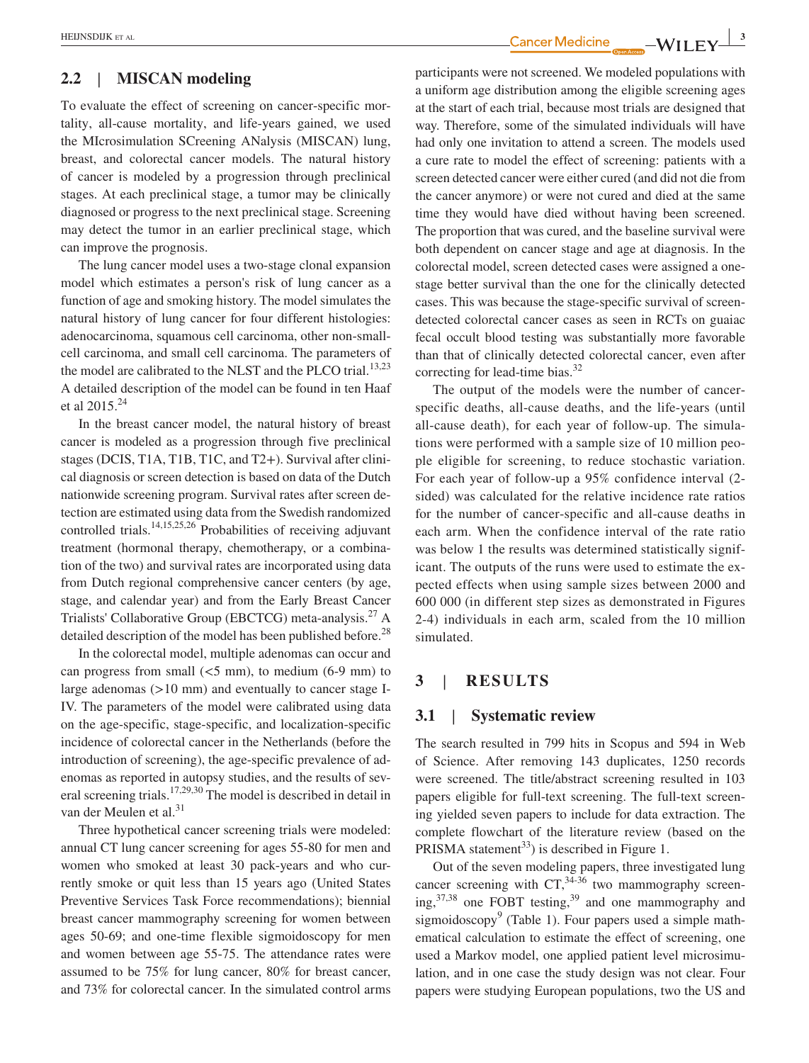## 2.2 | MISCAN modeling

To evaluate the effect of screening on cancer-specific mortality, all-cause mortality, and life-years gained, we used the MIcrosimulation SCreening ANalysis (MISCAN) lung, breast, and colorectal cancer models. The natural history of cancer is modeled by a progression through preclinical stages. At each preclinical stage, a tumor may be clinically diagnosed or progress to the next preclinical stage. Screening may detect the tumor in an earlier preclinical stage, which can improve the prognosis.

The lung cancer model uses a two-stage clonal expansion model which estimates a person's risk of lung cancer as a function of age and smoking history. The model simulates the natural history of lung cancer for four different histologies: adenocarcinoma, squamous cell carcinoma, other non-small-cell carcinoma, and small cell carcinoma. The parameters of the model are calibrated to the NLST and the PLCO trial.[13,23] A detailed description of the model can be found in ten Haaf et al 2015.[24]

In the breast cancer model, the natural history of breast cancer is modeled as a progression through five preclinical stages (DCIS, T1A, T1B, T1C, and T2+). Survival after clinical diagnosis or screen detection is based on data of the Dutch nationwide screening program. Survival rates after screen detection are estimated using data from the Swedish randomized controlled trials.[14,15,25,26] Probabilities of receiving adjuvant treatment (hormonal therapy, chemotherapy, or a combination of the two) and survival rates are incorporated using data from Dutch regional comprehensive cancer centers (by age, stage, and calendar year) and from the Early Breast Cancer Trialists' Collaborative Group (EBCTCG) meta-analysis.[27] A detailed description of the model has been published before.[28]

In the colorectal model, multiple adenomas can occur and can progress from small (<5 mm), to medium (6-9 mm) to large adenomas (>10 mm) and eventually to cancer stage I-IV. The parameters of the model were calibrated using data on the age-specific, stage-specific, and localization-specific incidence of colorectal cancer in the Netherlands (before the introduction of screening), the age-specific prevalence of adenomas as reported in autopsy studies, and the results of several screening trials.[17,29,30] The model is described in detail in van der Meulen et al.[31]

Three hypothetical cancer screening trials were modeled: annual CT lung cancer screening for ages 55-80 for men and women who smoked at least 30 pack-years and who currently smoke or quit less than 15 years ago (United States Preventive Services Task Force recommendations); biennial breast cancer mammography screening for women between ages 50-69; and one-time flexible sigmoidoscopy for men and women between age 55-75. The attendance rates were assumed to be 75% for lung cancer, 80% for breast cancer, and 73% for colorectal cancer. In the simulated control arms participants were not screened. We modeled populations with a uniform age distribution among the eligible screening ages at the start of each trial, because most trials are designed that way. Therefore, some of the simulated individuals will have had only one invitation to attend a screen. The models used a cure rate to model the effect of screening: patients with a screen detected cancer were either cured (and did not die from the cancer anymore) or were not cured and died at the same time they would have died without having been screened. The proportion that was cured, and the baseline survival were both dependent on cancer stage and age at diagnosis. In the colorectal model, screen detected cases were assigned a one-stage better survival than the one for the clinically detected cases. This was because the stage-specific survival of screen-detected colorectal cancer cases as seen in RCTs on guaiac fecal occult blood testing was substantially more favorable than that of clinically detected colorectal cancer, even after correcting for lead-time bias.[32]

The output of the models were the number of cancer-specific deaths, all-cause deaths, and the life-years (until all-cause death), for each year of follow-up. The simulations were performed with a sample size of 10 million people eligible for screening, to reduce stochastic variation. For each year of follow-up a 95% confidence interval (2-sided) was calculated for the relative incidence rate ratios for the number of cancer-specific and all-cause deaths in each arm. When the confidence interval of the rate ratio was below 1 the results was determined statistically significant. The outputs of the runs were used to estimate the expected effects when using sample sizes between 2000 and 600 000 (in different step sizes as demonstrated in Figures 2-4) individuals in each arm, scaled from the 10 million simulated.

# 3 | RESULTS

## 3.1 | Systematic review

The search resulted in 799 hits in Scopus and 594 in Web of Science. After removing 143 duplicates, 1250 records were screened. The title/abstract screening resulted in 103 papers eligible for full-text screening. The full-text screening yielded seven papers to include for data extraction. The complete flowchart of the literature review (based on the PRISMA statement[33]) is described in Figure 1.

Out of the seven modeling papers, three investigated lung cancer screening with CT,[34-36] two mammography screening,[37,38] one FOBT testing,[39] and one mammography and sigmoidoscopy[9] (Table 1). Four papers used a simple mathematical calculation to estimate the effect of screening, one used a Markov model, one applied patient level microsimulation, and in one case the study design was not clear. Four papers were studying European populations, two the US and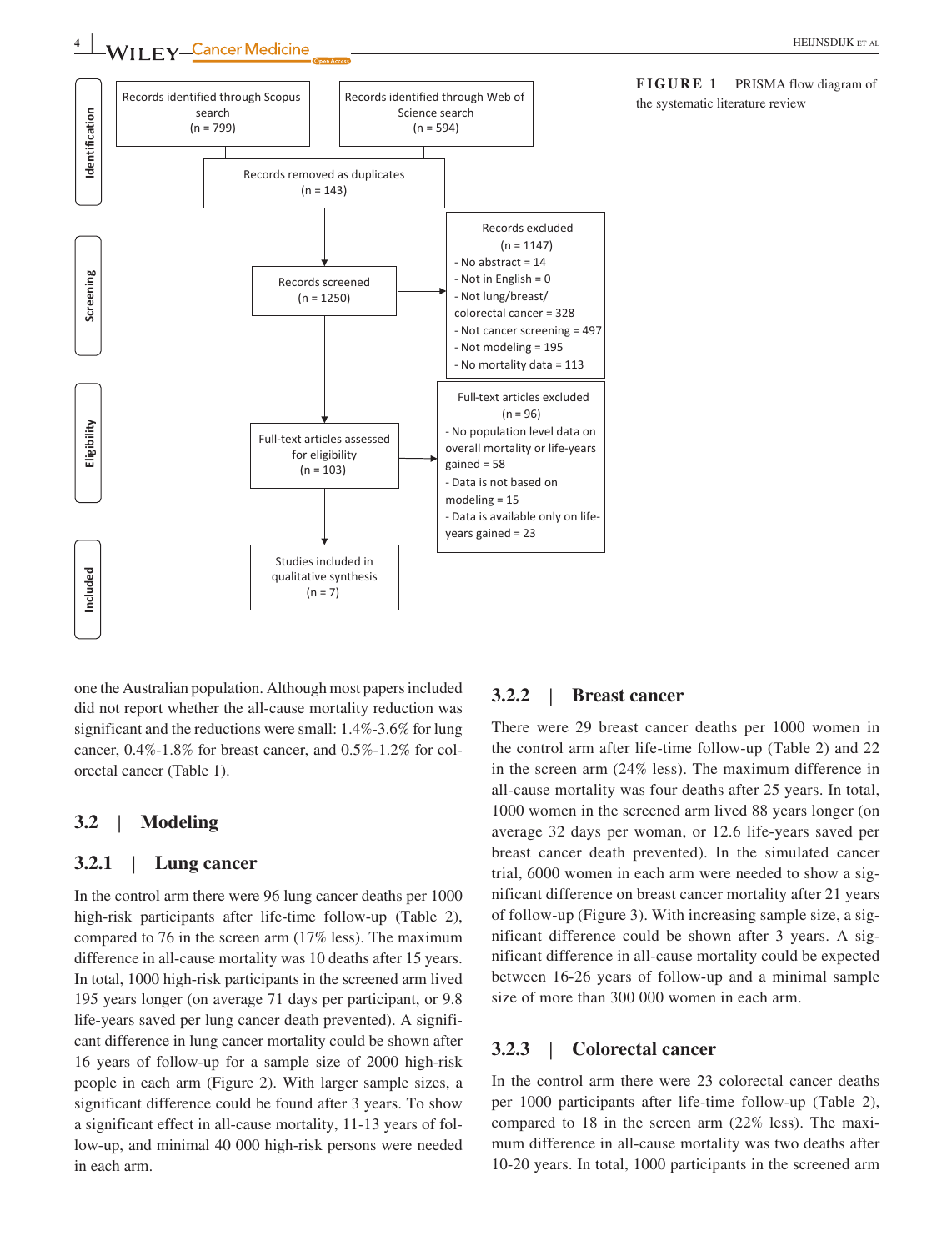Identification

Records identified through Scopus search (n = 799)

Records identified through Web of Science search (n = 594)

Records removed as duplicates (n = 143)

Screening

Records screened (n = 1250)

Records excluded (n = 1147)
- No abstract = 14
- Not in English = 0
- Not lung/breast/colorectal cancer = 328
- Not cancer screening = 497
- Not modeling = 195
- No mortality data = 113

Eligibility

Full-text articles assessed for eligibility (n = 103)

Full-text articles excluded (n = 96)
- No population level data on overall mortality or life-years gained = 58
- Data is not based on modeling = 15
- Data is available only on life-years gained = 23

Included

Studies included in qualitative synthesis (n = 7)

**FIGURE 1** PRISMA flow diagram of the systematic literature review

one the Australian population. Although most papers included did not report whether the all-cause mortality reduction was significant and the reductions were small: 1.4%-3.6% for lung cancer, 0.4%-1.8% for breast cancer, and 0.5%-1.2% for colorectal cancer (Table 1).

## 3.2 | Modeling

### 3.2.1 | Lung cancer

In the control arm there were 96 lung cancer deaths per 1000 high-risk participants after life-time follow-up (Table 2), compared to 76 in the screen arm (17% less). The maximum difference in all-cause mortality was 10 deaths after 15 years. In total, 1000 high-risk participants in the screened arm lived 195 years longer (on average 71 days per participant, or 9.8 life-years saved per lung cancer death prevented). A significant difference in lung cancer mortality could be shown after 16 years of follow-up for a sample size of 2000 high-risk people in each arm (Figure 2). With larger sample sizes, a significant difference could be found after 3 years. To show a significant effect in all-cause mortality, 11-13 years of follow-up, and minimal 40 000 high-risk persons were needed in each arm.

### 3.2.2 | Breast cancer

There were 29 breast cancer deaths per 1000 women in the control arm after life-time follow-up (Table 2) and 22 in the screen arm (24% less). The maximum difference in all-cause mortality was four deaths after 25 years. In total, 1000 women in the screened arm lived 88 years longer (on average 32 days per woman, or 12.6 life-years saved per breast cancer death prevented). In the simulated cancer trial, 6000 women in each arm were needed to show a significant difference on breast cancer mortality after 21 years of follow-up (Figure 3). With increasing sample size, a significant difference could be shown after 3 years. A significant difference in all-cause mortality could be expected between 16-26 years of follow-up and a minimal sample size of more than 300 000 women in each arm.

### 3.2.3 | Colorectal cancer

In the control arm there were 23 colorectal cancer deaths per 1000 participants after life-time follow-up (Table 2), compared to 18 in the screen arm (22% less). The maximum difference in all-cause mortality was two deaths after 10-20 years. In total, 1000 participants in the screened arm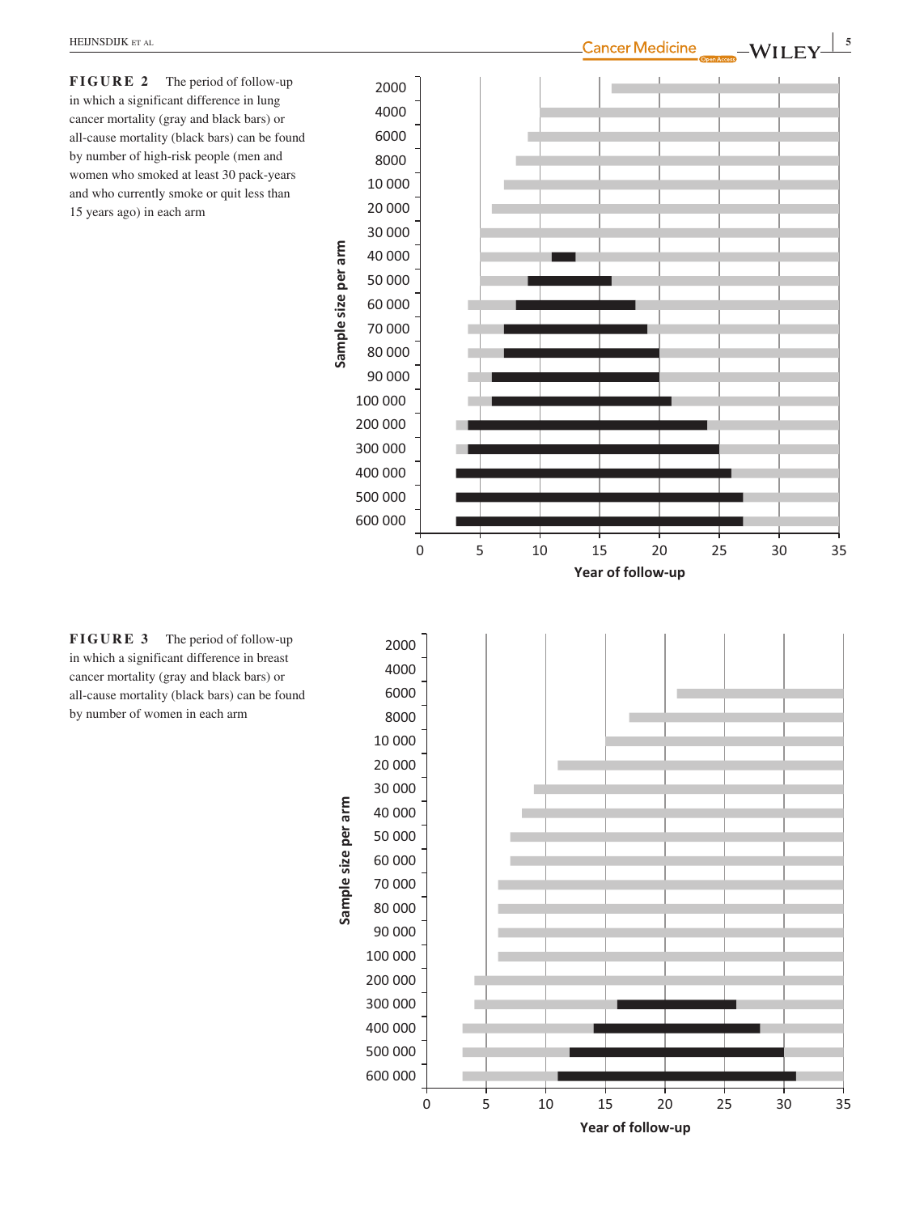**FIGURE 2** The period of follow-up in which a significant difference in lung cancer mortality (gray and black bars) or all-cause mortality (black bars) can be found by number of high-risk people (men and women who smoked at least 30 pack-years and who currently smoke or quit less than 15 years ago) in each arm

**FIGURE 3** The period of follow-up in which a significant difference in breast cancer mortality (gray and black bars) or all-cause mortality (black bars) can be found by number of women in each arm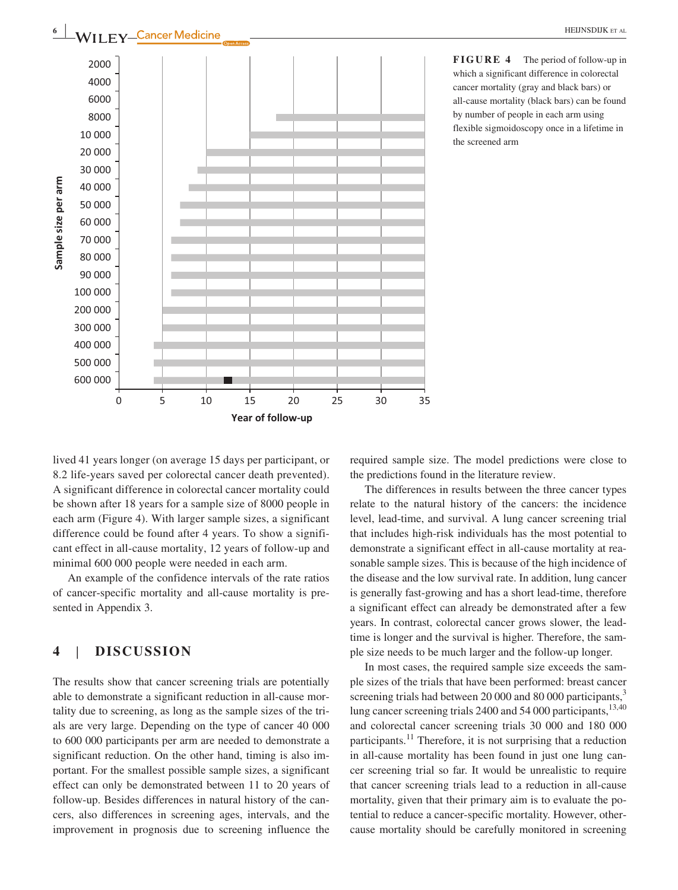**FIGURE 4** The period of follow-up in which a significant difference in colorectal cancer mortality (gray and black bars) or all-cause mortality (black bars) can be found by number of people in each arm using flexible sigmoidoscopy once in a lifetime in the screened arm

lived 41 years longer (on average 15 days per participant, or 8.2 life-years saved per colorectal cancer death prevented). A significant difference in colorectal cancer mortality could be shown after 18 years for a sample size of 8000 people in each arm (Figure 4). With larger sample sizes, a significant difference could be found after 4 years. To show a significant effect in all-cause mortality, 12 years of follow-up and minimal 600 000 people were needed in each arm.

An example of the confidence intervals of the rate ratios of cancer-specific mortality and all-cause mortality is presented in Appendix 3.

## 4 | DISCUSSION

The results show that cancer screening trials are potentially able to demonstrate a significant reduction in all-cause mortality due to screening, as long as the sample sizes of the trials are very large. Depending on the type of cancer 40 000 to 600 000 participants per arm are needed to demonstrate a significant reduction. On the other hand, timing is also important. For the smallest possible sample sizes, a significant effect can only be demonstrated between 11 to 20 years of follow-up. Besides differences in natural history of the cancers, also differences in screening ages, intervals, and the improvement in prognosis due to screening influence the required sample size. The model predictions were close to the predictions found in the literature review.

The differences in results between the three cancer types relate to the natural history of the cancers: the incidence level, lead-time, and survival. A lung cancer screening trial that includes high-risk individuals has the most potential to demonstrate a significant effect in all-cause mortality at reasonable sample sizes. This is because of the high incidence of the disease and the low survival rate. In addition, lung cancer is generally fast-growing and has a short lead-time, therefore a significant effect can already be demonstrated after a few years. In contrast, colorectal cancer grows slower, the lead-time is longer and the survival is higher. Therefore, the sample size needs to be much larger and the follow-up longer.

In most cases, the required sample size exceeds the sample sizes of the trials that have been performed: breast cancer screening trials had between 20 000 and 80 000 participants,[3] lung cancer screening trials 2400 and 54 000 participants,[13,40] and colorectal cancer screening trials 30 000 and 180 000 participants.[11] Therefore, it is not surprising that a reduction in all-cause mortality has been found in just one lung cancer screening trial so far. It would be unrealistic to require that cancer screening trials lead to a reduction in all-cause mortality, given that their primary aim is to evaluate the potential to reduce a cancer-specific mortality. However, other-cause mortality should be carefully monitored in screening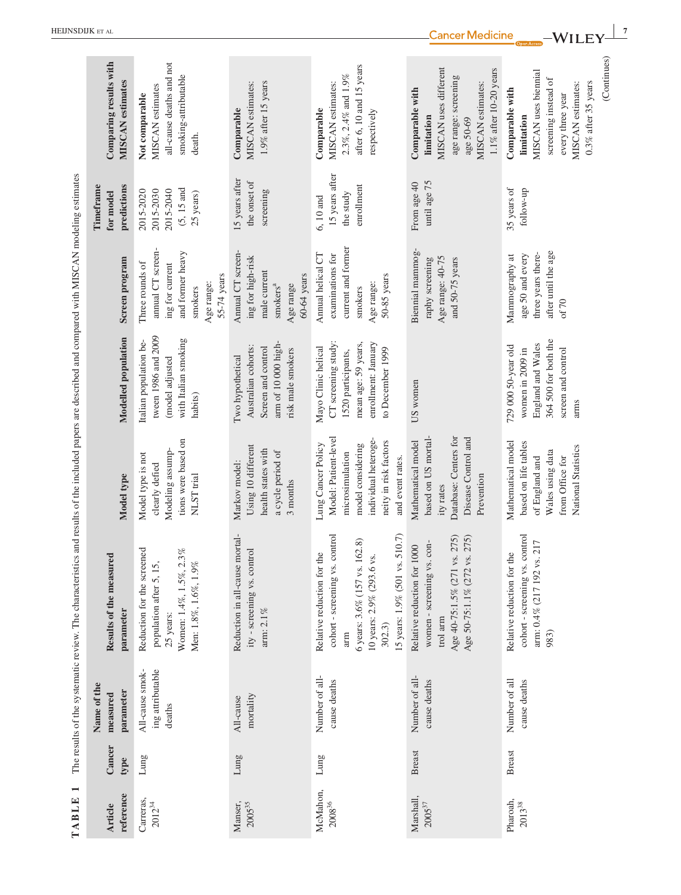**TABLE 1** The results of the systematic review. The characteristics and results of the included papers are described and compared with MISCAN modeling estimates

| Article reference | Cancer type | Name of the measured parameter | Results of the measured parameter | Model type | Modelled population | Screen program | Timeframe for model predictions | Comparing results with MISCAN estimates |
|---|---|---|---|---|---|---|---|---|
| Carreras, 2012[34] | Lung | All-cause smoking attributable deaths | Reduction for the screened population after 5, 15, 25 years: Women: 1.4%, 1.5%, 2.3% Men: 1.8%, 1.6%, 1.9% | Model type is not clearly defied Modeling assumptions were based on NLST trial | Italian population between 1986 and 2009 (model adjusted with Italian smoking habits) | Three rounds of annual CT screening for current and former heavy smokers Age range: 55-74 years | 2015-2020 2015-2030 2015-2040 (5, 15 and 25 years) | **Not comparable** MISCAN estimates all-cause deaths and not smoking-attributable death. |
| Manser, 2005[35] | Lung | All-cause mortality | Reduction in all-cause mortality - screening vs. control arm: 2.1% | Markov model: Using 10 different health states with a cycle period of 3 months | Two hypothetical Australian cohorts: Screen and control arm of 10 000 high-risk male smokers | Annual CT screening for high-risk male current smokers[a] Age range 60-64 years | 15 years after the onset of screening | **Comparable** MISCAN estimates: 1.9% after 15 years |
| McMahon, 2008[36] | Lung | Number of all-cause deaths | Relative reduction for the cohort - screening vs. control arm 6 years: 3.6% (157 vs. 162.8) 10 years: 2.9% (293.6 vs. 302.3) 15 years: 1.9% (501 vs. 510.7) | Lung Cancer Policy Model: Patient-level microsimulation model considering individual heterogeneity in risk factors and event rates. | Mayo Clinic helical CT screening study: 1520 participants, mean age: 59 years, enrollment: January 1999 to December 1999 | Annual helical CT examinations for current and former smokers Age range: 50-85 years | 6, 10 and 15 years after the study enrollment | **Comparable** MISCAN estimates: 2.3%, 2.4% and 1.9% after 6, 10 and 15 years respectively |
| Marshall, 2005[37] | Breast | Number of all-cause deaths | Relative reduction for 1000 women - screening vs. control arm Age 40-75:1.5% (271 vs. 275) Age 50-75:1.1% (272 vs. 275) | Mathematical model based on US mortality rates Database: Centers for Disease Control and Prevention | US women | Biennial mammography screening Age range: 40-75 and 50-75 years | From age 40 until age 75 | **Comparable with limitation** MISCAN uses different age range: screening age 50-69 MISCAN estimates: 1.1% after 10-20 years |
| Pharoah, 2013[38] | Breast | Number of all cause deaths | Relative reduction for the cohort - screening vs. control arm: 0.4% (217 192 vs. 217 983) | Mathematical model based on life tables of England and Wales using data from Office for National Statistics | 729 000 50-year old women in 2009 in England and Wales 364 500 for both the screen and control arms | Mammography at age 50 and every three years thereafter until the age of 70 | 35 years of follow-up | **Comparable with limitation** MISCAN uses biennial screening instead of every three year MISCAN estimates: 0.3% after 35 years |

(Continues)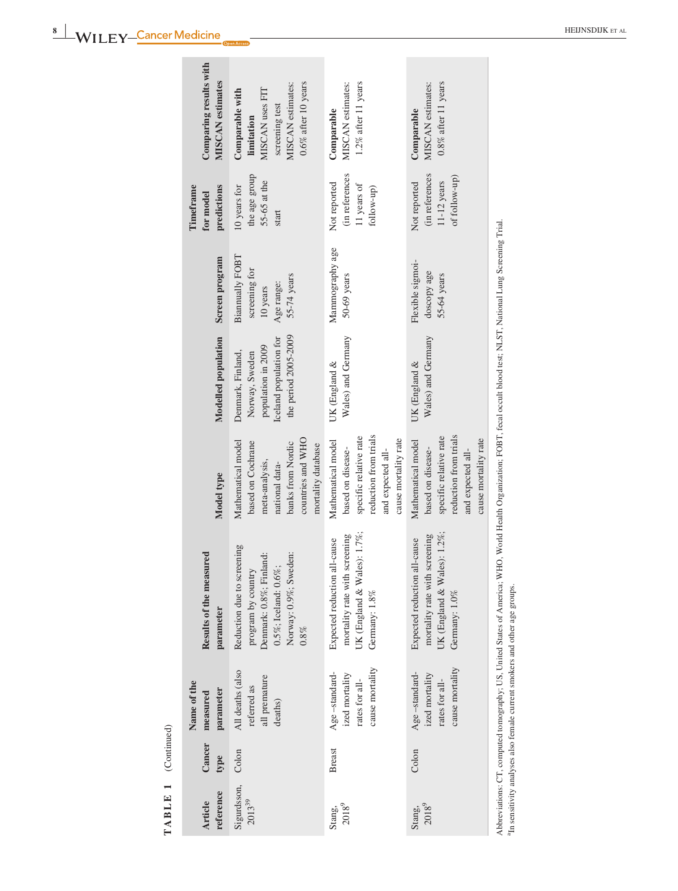**TABLE 1** (Continued)

| Article reference | Cancer type | Name of the measured parameter | Results of the measured parameter | Model type | Modelled population | Screen program | Timeframe for model predictions | Comparing results with MISCAN estimates |
|---|---|---|---|---|---|---|---|---|
| Sigurdsson, 2013[39] | Colon | All deaths (also referred as all premature deaths) | Reduction due to screening program by country Denmark: 0.8%; Finland: 0.5%; Iceland: 0.6%; Norway: 0.9%; Sweden: 0.8% | Mathematical model based on Cochrane meta-analysis, national data-banks from Nordic countries and WHO mortality database | Denmark, Finland, Norway, Sweden population in 2009 Iceland population for the period 2005-2009 | Biannually FOBT screening for 10 years Age range: 55-74 years | 10 years for the age group 55-65 at the start | **Comparable with limitation** MISCAN uses FIT screening test MISCAN estimates: 0.6% after 10 years |
| Stang, 2018[9] | Breast | Age –standardized mortality rates for all-cause mortality | Expected reduction all-cause mortality rate with screening UK (England & Wales): 1.7%; Germany: 1.8% | Mathematical model based on disease-specific relative rate reduction from trials and expected all-cause mortality rate | UK (England & Wales) and Germany | Mammography age 50-69 years | Not reported (in references 11 years of follow-up) | **Comparable** MISCAN estimates: 1.2% after 11 years |
| Stang, 2018[9] | Colon | Age –standardized mortality rates for all-cause mortality | Expected reduction all-cause mortality rate with screening UK (England & Wales): 1.2%; Germany: 1.0% | Mathematical model based on disease-specific relative rate reduction from trials and expected all-cause mortality rate | UK (England & Wales) and Germany | Flexible sigmoidoscopy age 55-64 years | Not reported (in references 11-12 years of follow-up) | **Comparable** MISCAN estimates: 0.8% after 11 years |

Abbreviations: CT, computed tomography; US, United States of America; WHO, World Health Organization; FOBT, fecal occult blood test; NLST, National Lung Screening Trial.
[a]In sensitivity analyses also female current smokers and other age groups.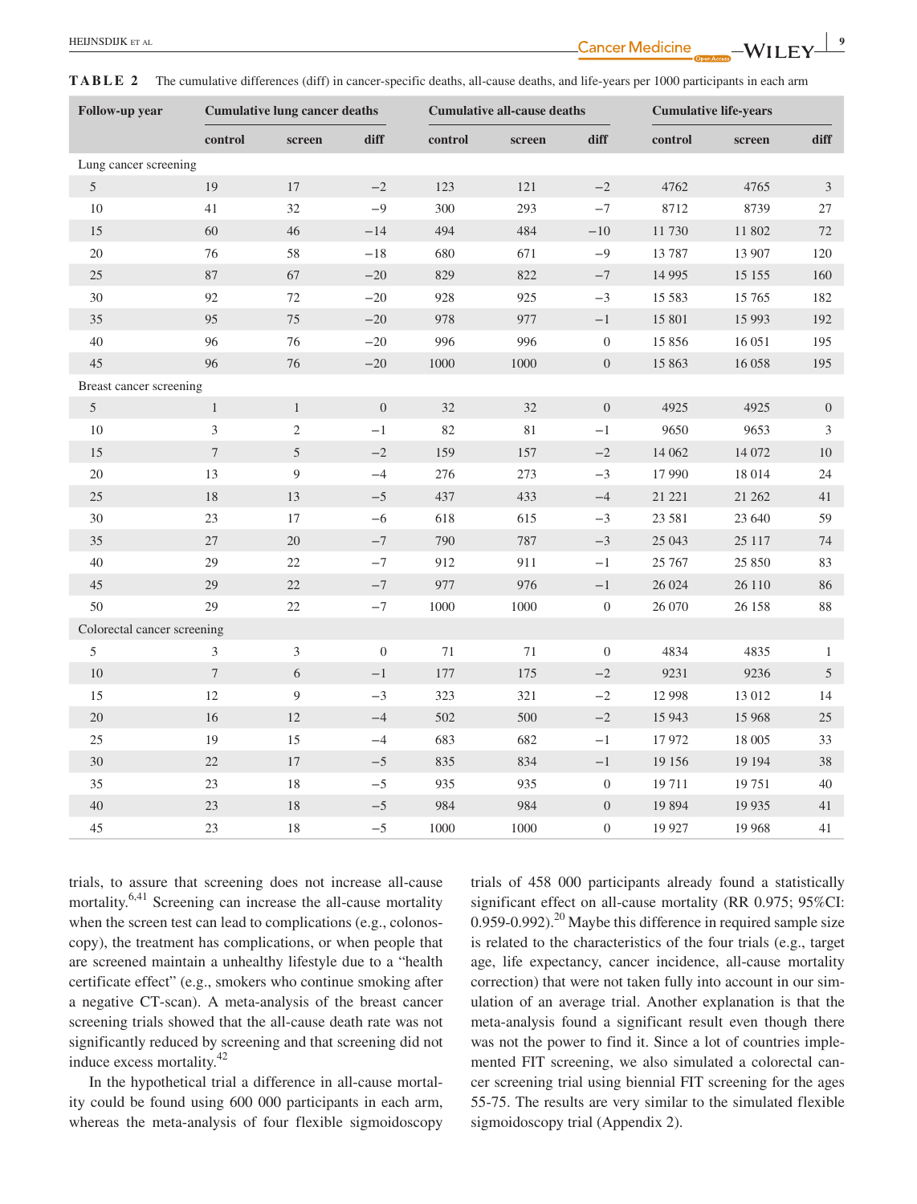**TABLE 2** The cumulative differences (diff) in cancer-specific deaths, all-cause deaths, and life-years per 1000 participants in each arm

| Follow-up year | Cumulative lung cancer deaths | | | Cumulative all-cause deaths | | | Cumulative life-years | | |
|---|---|---|---|---|---|---|---|---|---|
| | control | screen | diff | control | screen | diff | control | screen | diff |
| Lung cancer screening | | | | | | | | | |
| 5 | 19 | 17 | −2 | 123 | 121 | −2 | 4762 | 4765 | 3 |
| 10 | 41 | 32 | −9 | 300 | 293 | −7 | 8712 | 8739 | 27 |
| 15 | 60 | 46 | −14 | 494 | 484 | −10 | 11 730 | 11 802 | 72 |
| 20 | 76 | 58 | −18 | 680 | 671 | −9 | 13 787 | 13 907 | 120 |
| 25 | 87 | 67 | −20 | 829 | 822 | −7 | 14 995 | 15 155 | 160 |
| 30 | 92 | 72 | −20 | 928 | 925 | −3 | 15 583 | 15 765 | 182 |
| 35 | 95 | 75 | −20 | 978 | 977 | −1 | 15 801 | 15 993 | 192 |
| 40 | 96 | 76 | −20 | 996 | 996 | 0 | 15 856 | 16 051 | 195 |
| 45 | 96 | 76 | −20 | 1000 | 1000 | 0 | 15 863 | 16 058 | 195 |
| Breast cancer screening | | | | | | | | | |
| 5 | 1 | 1 | 0 | 32 | 32 | 0 | 4925 | 4925 | 0 |
| 10 | 3 | 2 | −1 | 82 | 81 | −1 | 9650 | 9653 | 3 |
| 15 | 7 | 5 | −2 | 159 | 157 | −2 | 14 062 | 14 072 | 10 |
| 20 | 13 | 9 | −4 | 276 | 273 | −3 | 17 990 | 18 014 | 24 |
| 25 | 18 | 13 | −5 | 437 | 433 | −4 | 21 221 | 21 262 | 41 |
| 30 | 23 | 17 | −6 | 618 | 615 | −3 | 23 581 | 23 640 | 59 |
| 35 | 27 | 20 | −7 | 790 | 787 | −3 | 25 043 | 25 117 | 74 |
| 40 | 29 | 22 | −7 | 912 | 911 | −1 | 25 767 | 25 850 | 83 |
| 45 | 29 | 22 | −7 | 977 | 976 | −1 | 26 024 | 26 110 | 86 |
| 50 | 29 | 22 | −7 | 1000 | 1000 | 0 | 26 070 | 26 158 | 88 |
| Colorectal cancer screening | | | | | | | | | |
| 5 | 3 | 3 | 0 | 71 | 71 | 0 | 4834 | 4835 | 1 |
| 10 | 7 | 6 | −1 | 177 | 175 | −2 | 9231 | 9236 | 5 |
| 15 | 12 | 9 | −3 | 323 | 321 | −2 | 12 998 | 13 012 | 14 |
| 20 | 16 | 12 | −4 | 502 | 500 | −2 | 15 943 | 15 968 | 25 |
| 25 | 19 | 15 | −4 | 683 | 682 | −1 | 17 972 | 18 005 | 33 |
| 30 | 22 | 17 | −5 | 835 | 834 | −1 | 19 156 | 19 194 | 38 |
| 35 | 23 | 18 | −5 | 935 | 935 | 0 | 19 711 | 19 751 | 40 |
| 40 | 23 | 18 | −5 | 984 | 984 | 0 | 19 894 | 19 935 | 41 |
| 45 | 23 | 18 | −5 | 1000 | 1000 | 0 | 19 927 | 19 968 | 41 |

trials, to assure that screening does not increase all-cause mortality.[6,41] Screening can increase the all-cause mortality when the screen test can lead to complications (e.g., colonoscopy), the treatment has complications, or when people that are screened maintain a unhealthy lifestyle due to a "health certificate effect" (e.g., smokers who continue smoking after a negative CT-scan). A meta-analysis of the breast cancer screening trials showed that the all-cause death rate was not significantly reduced by screening and that screening did not induce excess mortality.[42]

In the hypothetical trial a difference in all-cause mortality could be found using 600 000 participants in each arm, whereas the meta-analysis of four flexible sigmoidoscopy trials of 458 000 participants already found a statistically significant effect on all-cause mortality (RR 0.975; 95%CI: 0.959-0.992).[20] Maybe this difference in required sample size is related to the characteristics of the four trials (e.g., target age, life expectancy, cancer incidence, all-cause mortality correction) that were not taken fully into account in our simulation of an average trial. Another explanation is that the meta-analysis found a significant result even though there was not the power to find it. Since a lot of countries implemented FIT screening, we also simulated a colorectal cancer screening trial using biennial FIT screening for the ages 55-75. The results are very similar to the simulated flexible sigmoidoscopy trial (Appendix 2).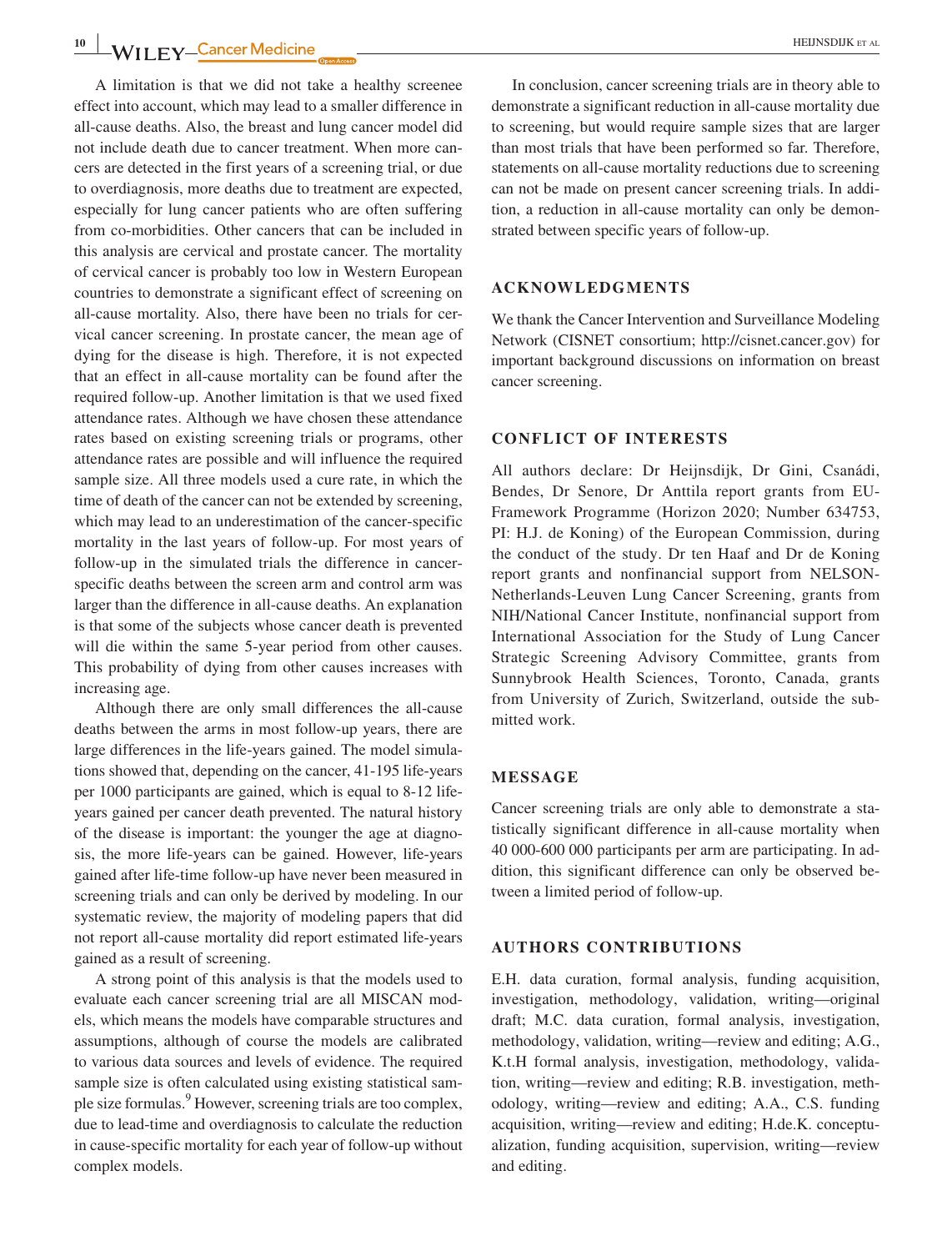A limitation is that we did not take a healthy screenee effect into account, which may lead to a smaller difference in all-cause deaths. Also, the breast and lung cancer model did not include death due to cancer treatment. When more cancers are detected in the first years of a screening trial, or due to overdiagnosis, more deaths due to treatment are expected, especially for lung cancer patients who are often suffering from co-morbidities. Other cancers that can be included in this analysis are cervical and prostate cancer. The mortality of cervical cancer is probably too low in Western European countries to demonstrate a significant effect of screening on all-cause mortality. Also, there have been no trials for cervical cancer screening. In prostate cancer, the mean age of dying for the disease is high. Therefore, it is not expected that an effect in all-cause mortality can be found after the required follow-up. Another limitation is that we used fixed attendance rates. Although we have chosen these attendance rates based on existing screening trials or programs, other attendance rates are possible and will influence the required sample size. All three models used a cure rate, in which the time of death of the cancer can not be extended by screening, which may lead to an underestimation of the cancer-specific mortality in the last years of follow-up. For most years of follow-up in the simulated trials the difference in cancer-specific deaths between the screen arm and control arm was larger than the difference in all-cause deaths. An explanation is that some of the subjects whose cancer death is prevented will die within the same 5-year period from other causes. This probability of dying from other causes increases with increasing age.

Although there are only small differences the all-cause deaths between the arms in most follow-up years, there are large differences in the life-years gained. The model simulations showed that, depending on the cancer, 41-195 life-years per 1000 participants are gained, which is equal to 8-12 life-years gained per cancer death prevented. The natural history of the disease is important: the younger the age at diagnosis, the more life-years can be gained. However, life-years gained after life-time follow-up have never been measured in screening trials and can only be derived by modeling. In our systematic review, the majority of modeling papers that did not report all-cause mortality did report estimated life-years gained as a result of screening.

A strong point of this analysis is that the models used to evaluate each cancer screening trial are all MISCAN models, which means the models have comparable structures and assumptions, although of course the models are calibrated to various data sources and levels of evidence. The required sample size is often calculated using existing statistical sample size formulas.[9] However, screening trials are too complex, due to lead-time and overdiagnosis to calculate the reduction in cause-specific mortality for each year of follow-up without complex models.

In conclusion, cancer screening trials are in theory able to demonstrate a significant reduction in all-cause mortality due to screening, but would require sample sizes that are larger than most trials that have been performed so far. Therefore, statements on all-cause mortality reductions due to screening can not be made on present cancer screening trials. In addition, a reduction in all-cause mortality can only be demonstrated between specific years of follow-up.

## ACKNOWLEDGMENTS

We thank the Cancer Intervention and Surveillance Modeling Network (CISNET consortium; http://cisnet.cancer.gov) for important background discussions on information on breast cancer screening.

## CONFLICT OF INTERESTS

All authors declare: Dr Heijnsdijk, Dr Gini, Csanádi, Bendes, Dr Senore, Dr Anttila report grants from EU-Framework Programme (Horizon 2020; Number 634753, PI: H.J. de Koning) of the European Commission, during the conduct of the study. Dr ten Haaf and Dr de Koning report grants and nonfinancial support from NELSON-Netherlands-Leuven Lung Cancer Screening, grants from NIH/National Cancer Institute, nonfinancial support from International Association for the Study of Lung Cancer Strategic Screening Advisory Committee, grants from Sunnybrook Health Sciences, Toronto, Canada, grants from University of Zurich, Switzerland, outside the submitted work.

## MESSAGE

Cancer screening trials are only able to demonstrate a statistically significant difference in all-cause mortality when 40 000-600 000 participants per arm are participating. In addition, this significant difference can only be observed between a limited period of follow-up.

## AUTHORS CONTRIBUTIONS

E.H. data curation, formal analysis, funding acquisition, investigation, methodology, validation, writing—original draft; M.C. data curation, formal analysis, investigation, methodology, validation, writing—review and editing; A.G., K.t.H formal analysis, investigation, methodology, validation, writing—review and editing; R.B. investigation, methodology, writing—review and editing; A.A., C.S. funding acquisition, writing—review and editing; H.de.K. conceptualization, funding acquisition, supervision, writing—review and editing.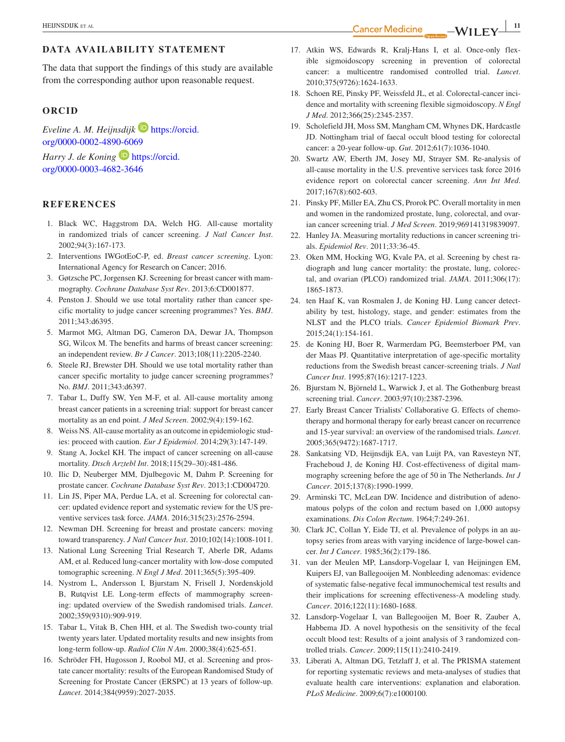## DATA AVAILABILITY STATEMENT

The data that support the findings of this study are available from the corresponding author upon reasonable request.

## ORCID

*Eveline A. M. Heijnsdijk* https://orcid.org/0000-0002-4890-6069

*Harry J. de Koning* https://orcid.org/0000-0003-4682-3646

## REFERENCES

1. Black WC, Haggstrom DA, Welch HG. All-cause mortality in randomized trials of cancer screening. *J Natl Cancer Inst*. 2002;94(3):167-173.
2. Interventions IWGotEoC-P, ed. *Breast cancer screening*. Lyon: International Agency for Research on Cancer; 2016.
3. Gøtzsche PC, Jorgensen KJ. Screening for breast cancer with mammography. *Cochrane Database Syst Rev*. 2013;6:CD001877.
4. Penston J. Should we use total mortality rather than cancer specific mortality to judge cancer screening programmes? Yes. *BMJ*. 2011;343:d6395.
5. Marmot MG, Altman DG, Cameron DA, Dewar JA, Thompson SG, Wilcox M. The benefits and harms of breast cancer screening: an independent review. *Br J Cancer*. 2013;108(11):2205-2240.
6. Steele RJ, Brewster DH. Should we use total mortality rather than cancer specific mortality to judge cancer screening programmes? No. *BMJ*. 2011;343:d6397.
7. Tabar L, Duffy SW, Yen M-F, et al. All-cause mortality among breast cancer patients in a screening trial: support for breast cancer mortality as an end point. *J Med Screen*. 2002;9(4):159-162.
8. Weiss NS. All-cause mortality as an outcome in epidemiologic studies: proceed with caution. *Eur J Epidemiol*. 2014;29(3):147-149.
9. Stang A, Jockel KH. The impact of cancer screening on all-cause mortality. *Dtsch Arztebl Int*. 2018;115(29–30):481-486.
10. Ilic D, Neuberger MM, Djulbegovic M, Dahm P. Screening for prostate cancer. *Cochrane Database Syst Rev*. 2013;1:CD004720.
11. Lin JS, Piper MA, Perdue LA, et al. Screening for colorectal cancer: updated evidence report and systematic review for the US preventive services task force. *JAMA*. 2016;315(23):2576-2594.
12. Newman DH. Screening for breast and prostate cancers: moving toward transparency. *J Natl Cancer Inst*. 2010;102(14):1008-1011.
13. National Lung Screening Trial Research T, Aberle DR, Adams AM, et al. Reduced lung-cancer mortality with low-dose computed tomographic screening. *N Engl J Med*. 2011;365(5):395-409.
14. Nystrom L, Andersson I, Bjurstam N, Frisell J, Nordenskjold B, Rutqvist LE. Long-term effects of mammography screening: updated overview of the Swedish randomised trials. *Lancet*. 2002;359(9310):909-919.
15. Tabar L, Vitak B, Chen HH, et al. The Swedish two-county trial twenty years later. Updated mortality results and new insights from long-term follow-up. *Radiol Clin N Am*. 2000;38(4):625-651.
16. Schröder FH, Hugosson J, Roobol MJ, et al. Screening and prostate cancer mortality: results of the European Randomised Study of Screening for Prostate Cancer (ERSPC) at 13 years of follow-up. *Lancet*. 2014;384(9959):2027-2035.
17. Atkin WS, Edwards R, Kralj-Hans I, et al. Once-only flexible sigmoidoscopy screening in prevention of colorectal cancer: a multicentre randomised controlled trial. *Lancet*. 2010;375(9726):1624-1633.
18. Schoen RE, Pinsky PF, Weissfeld JL, et al. Colorectal-cancer incidence and mortality with screening flexible sigmoidoscopy. *N Engl J Med*. 2012;366(25):2345-2357.
19. Scholefield JH, Moss SM, Mangham CM, Whynes DK, Hardcastle JD. Nottingham trial of faecal occult blood testing for colorectal cancer: a 20-year follow-up. *Gut*. 2012;61(7):1036-1040.
20. Swartz AW, Eberth JM, Josey MJ, Strayer SM. Re-analysis of all-cause mortality in the U.S. preventive services task force 2016 evidence report on colorectal cancer screening. *Ann Int Med*. 2017;167(8):602-603.
21. Pinsky PF, Miller EA, Zhu CS, Prorok PC. Overall mortality in men and women in the randomized prostate, lung, colorectal, and ovarian cancer screening trial. *J Med Screen*. 2019;969141319839097.
22. Hanley JA. Measuring mortality reductions in cancer screening trials. *Epidemiol Rev*. 2011;33:36-45.
23. Oken MM, Hocking WG, Kvale PA, et al. Screening by chest radiograph and lung cancer mortality: the prostate, lung, colorectal, and ovarian (PLCO) randomized trial. *JAMA*. 2011;306(17):1865-1873.
24. ten Haaf K, van Rosmalen J, de Koning HJ. Lung cancer detectability by test, histology, stage, and gender: estimates from the NLST and the PLCO trials. *Cancer Epidemiol Biomark Prev*. 2015;24(1):154-161.
25. de Koning HJ, Boer R, Warmerdam PG, Beemsterboer PM, van der Maas PJ. Quantitative interpretation of age-specific mortality reductions from the Swedish breast cancer-screening trials. *J Natl Cancer Inst*. 1995;87(16):1217-1223.
26. Bjurstam N, Björneld L, Warwick J, et al. The Gothenburg breast screening trial. *Cancer*. 2003;97(10):2387-2396.
27. Early Breast Cancer Trialists' Collaborative G. Effects of chemotherapy and hormonal therapy for early breast cancer on recurrence and 15-year survival: an overview of the randomised trials. *Lancet*. 2005;365(9472):1687-1717.
28. Sankatsing VD, Heijnsdijk EA, van Luijt PA, van Ravesteyn NT, Fracheboud J, de Koning HJ. Cost-effectiveness of digital mammography screening before the age of 50 in The Netherlands. *Int J Cancer*. 2015;137(8):1990-1999.
29. Arminski TC, McLean DW. Incidence and distribution of adenomatous polyps of the colon and rectum based on 1,000 autopsy examinations. *Dis Colon Rectum*. 1964;7:249-261.
30. Clark JC, Collan Y, Eide TJ, et al. Prevalence of polyps in an autopsy series from areas with varying incidence of large-bowel cancer. *Int J Cancer*. 1985;36(2):179-186.
31. van der Meulen MP, Lansdorp-Vogelaar I, van Heijningen EM, Kuipers EJ, van Ballegooijen M. Nonbleeding adenomas: evidence of systematic false-negative fecal immunochemical test results and their implications for screening effectiveness-A modeling study. *Cancer*. 2016;122(11):1680-1688.
32. Lansdorp-Vogelaar I, van Ballegooijen M, Boer R, Zauber A, Habbema JD. A novel hypothesis on the sensitivity of the fecal occult blood test: Results of a joint analysis of 3 randomized controlled trials. *Cancer*. 2009;115(11):2410-2419.
33. Liberati A, Altman DG, Tetzlaff J, et al. The PRISMA statement for reporting systematic reviews and meta-analyses of studies that evaluate health care interventions: explanation and elaboration. *PLoS Medicine*. 2009;6(7):e1000100.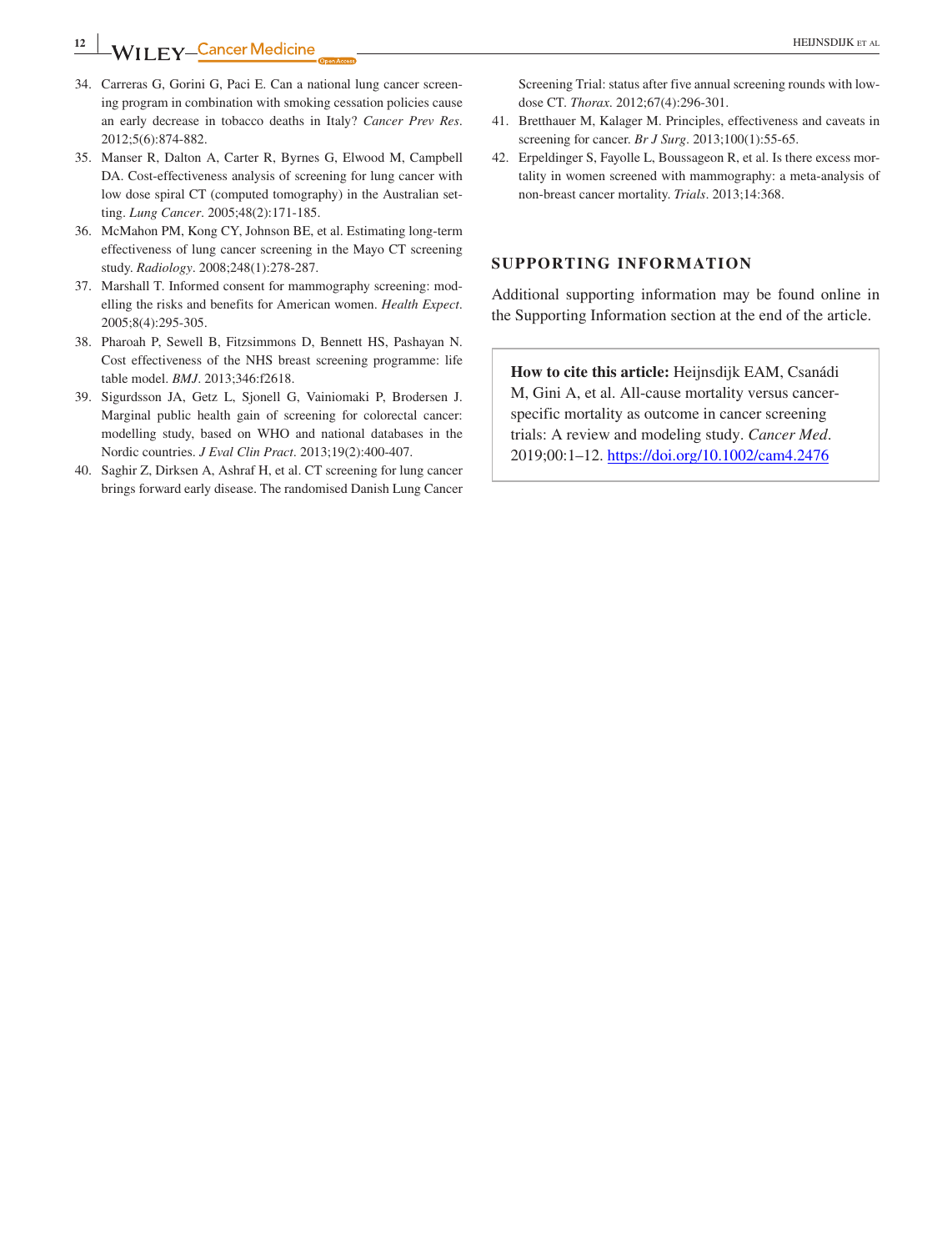34. Carreras G, Gorini G, Paci E. Can a national lung cancer screening program in combination with smoking cessation policies cause an early decrease in tobacco deaths in Italy? *Cancer Prev Res*. 2012;5(6):874-882.
35. Manser R, Dalton A, Carter R, Byrnes G, Elwood M, Campbell DA. Cost-effectiveness analysis of screening for lung cancer with low dose spiral CT (computed tomography) in the Australian setting. *Lung Cancer*. 2005;48(2):171-185.
36. McMahon PM, Kong CY, Johnson BE, et al. Estimating long-term effectiveness of lung cancer screening in the Mayo CT screening study. *Radiology*. 2008;248(1):278-287.
37. Marshall T. Informed consent for mammography screening: modelling the risks and benefits for American women. *Health Expect*. 2005;8(4):295-305.
38. Pharoah P, Sewell B, Fitzsimmons D, Bennett HS, Pashayan N. Cost effectiveness of the NHS breast screening programme: life table model. *BMJ*. 2013;346:f2618.
39. Sigurdsson JA, Getz L, Sjonell G, Vainiomaki P, Brodersen J. Marginal public health gain of screening for colorectal cancer: modelling study, based on WHO and national databases in the Nordic countries. *J Eval Clin Pract*. 2013;19(2):400-407.
40. Saghir Z, Dirksen A, Ashraf H, et al. CT screening for lung cancer brings forward early disease. The randomised Danish Lung Cancer Screening Trial: status after five annual screening rounds with low-dose CT. *Thorax*. 2012;67(4):296-301.
41. Bretthauer M, Kalager M. Principles, effectiveness and caveats in screening for cancer. *Br J Surg*. 2013;100(1):55-65.
42. Erpeldinger S, Fayolle L, Boussageon R, et al. Is there excess mortality in women screened with mammography: a meta-analysis of non-breast cancer mortality. *Trials*. 2013;14:368.

## SUPPORTING INFORMATION

Additional supporting information may be found online in the Supporting Information section at the end of the article.

**How to cite this article:** Heijnsdijk EAM, Csanádi M, Gini A, et al. All-cause mortality versus cancer-specific mortality as outcome in cancer screening trials: A review and modeling study. *Cancer Med*. 2019;00:1–12. https://doi.org/10.1002/cam4.2476